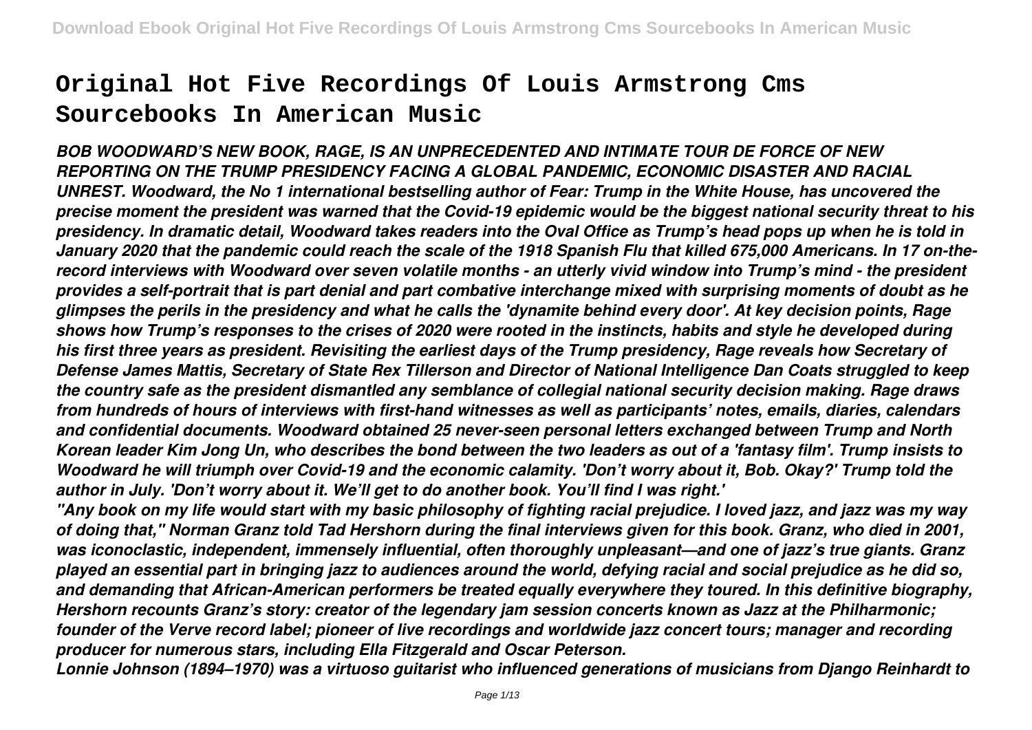# Original Hot Five Recordings Of Louis Armstrong Cms Sourcebooks In American Music

***BOB WOODWARD'S NEW BOOK, RAGE, IS AN UNPRECEDENTED AND INTIMATE TOUR DE FORCE OF NEW REPORTING ON THE TRUMP PRESIDENCY FACING A GLOBAL PANDEMIC, ECONOMIC DISASTER AND RACIAL UNREST. Woodward, the No 1 international bestselling author of Fear: Trump in the White House, has uncovered the precise moment the president was warned that the Covid-19 epidemic would be the biggest national security threat to his presidency. In dramatic detail, Woodward takes readers into the Oval Office as Trump's head pops up when he is told in January 2020 that the pandemic could reach the scale of the 1918 Spanish Flu that killed 675,000 Americans. In 17 on-the-record interviews with Woodward over seven volatile months - an utterly vivid window into Trump's mind - the president provides a self-portrait that is part denial and part combative interchange mixed with surprising moments of doubt as he glimpses the perils in the presidency and what he calls the 'dynamite behind every door'. At key decision points, Rage shows how Trump's responses to the crises of 2020 were rooted in the instincts, habits and style he developed during his first three years as president. Revisiting the earliest days of the Trump presidency, Rage reveals how Secretary of Defense James Mattis, Secretary of State Rex Tillerson and Director of National Intelligence Dan Coats struggled to keep the country safe as the president dismantled any semblance of collegial national security decision making. Rage draws from hundreds of hours of interviews with first-hand witnesses as well as participants' notes, emails, diaries, calendars and confidential documents. Woodward obtained 25 never-seen personal letters exchanged between Trump and North Korean leader Kim Jong Un, who describes the bond between the two leaders as out of a 'fantasy film'. Trump insists to Woodward he will triumph over Covid-19 and the economic calamity. 'Don't worry about it, Bob. Okay?' Trump told the author in July. 'Don't worry about it. We'll get to do another book. You'll find I was right.'***

***"Any book on my life would start with my basic philosophy of fighting racial prejudice. I loved jazz, and jazz was my way of doing that," Norman Granz told Tad Hershorn during the final interviews given for this book. Granz, who died in 2001, was iconoclastic, independent, immensely influential, often thoroughly unpleasant—and one of jazz's true giants. Granz played an essential part in bringing jazz to audiences around the world, defying racial and social prejudice as he did so, and demanding that African-American performers be treated equally everywhere they toured. In this definitive biography, Hershorn recounts Granz's story: creator of the legendary jam session concerts known as Jazz at the Philharmonic; founder of the Verve record label; pioneer of live recordings and worldwide jazz concert tours; manager and recording producer for numerous stars, including Ella Fitzgerald and Oscar Peterson.***

***Lonnie Johnson (1894–1970) was a virtuoso guitarist who influenced generations of musicians from Django Reinhardt to***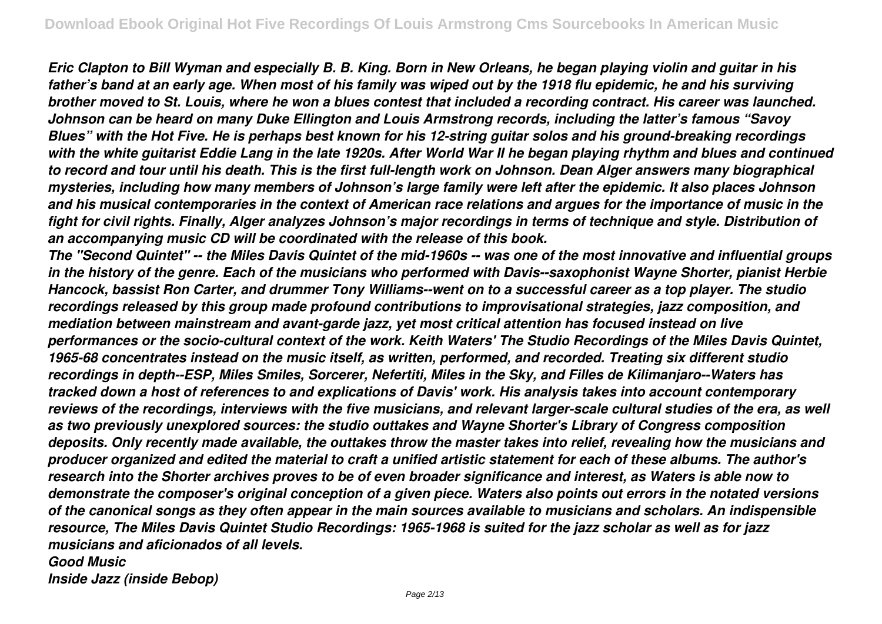*Eric Clapton to Bill Wyman and especially B. B. King. Born in New Orleans, he began playing violin and guitar in his father's band at an early age. When most of his family was wiped out by the 1918 flu epidemic, he and his surviving brother moved to St. Louis, where he won a blues contest that included a recording contract. His career was launched. Johnson can be heard on many Duke Ellington and Louis Armstrong records, including the latter's famous "Savoy Blues" with the Hot Five. He is perhaps best known for his 12-string guitar solos and his ground-breaking recordings with the white guitarist Eddie Lang in the late 1920s. After World War II he began playing rhythm and blues and continued to record and tour until his death. This is the first full-length work on Johnson. Dean Alger answers many biographical mysteries, including how many members of Johnson's large family were left after the epidemic. It also places Johnson and his musical contemporaries in the context of American race relations and argues for the importance of music in the fight for civil rights. Finally, Alger analyzes Johnson's major recordings in terms of technique and style. Distribution of an accompanying music CD will be coordinated with the release of this book.*

*The "Second Quintet" -- the Miles Davis Quintet of the mid-1960s -- was one of the most innovative and influential groups in the history of the genre. Each of the musicians who performed with Davis--saxophonist Wayne Shorter, pianist Herbie Hancock, bassist Ron Carter, and drummer Tony Williams--went on to a successful career as a top player. The studio recordings released by this group made profound contributions to improvisational strategies, jazz composition, and mediation between mainstream and avant-garde jazz, yet most critical attention has focused instead on live performances or the socio-cultural context of the work. Keith Waters' The Studio Recordings of the Miles Davis Quintet, 1965-68 concentrates instead on the music itself, as written, performed, and recorded. Treating six different studio recordings in depth--ESP, Miles Smiles, Sorcerer, Nefertiti, Miles in the Sky, and Filles de Kilimanjaro--Waters has tracked down a host of references to and explications of Davis' work. His analysis takes into account contemporary reviews of the recordings, interviews with the five musicians, and relevant larger-scale cultural studies of the era, as well as two previously unexplored sources: the studio outtakes and Wayne Shorter's Library of Congress composition deposits. Only recently made available, the outtakes throw the master takes into relief, revealing how the musicians and producer organized and edited the material to craft a unified artistic statement for each of these albums. The author's research into the Shorter archives proves to be of even broader significance and interest, as Waters is able now to demonstrate the composer's original conception of a given piece. Waters also points out errors in the notated versions of the canonical songs as they often appear in the main sources available to musicians and scholars. An indispensible resource, The Miles Davis Quintet Studio Recordings: 1965-1968 is suited for the jazz scholar as well as for jazz musicians and aficionados of all levels.*

*Good Music*

*Inside Jazz (inside Bebop)*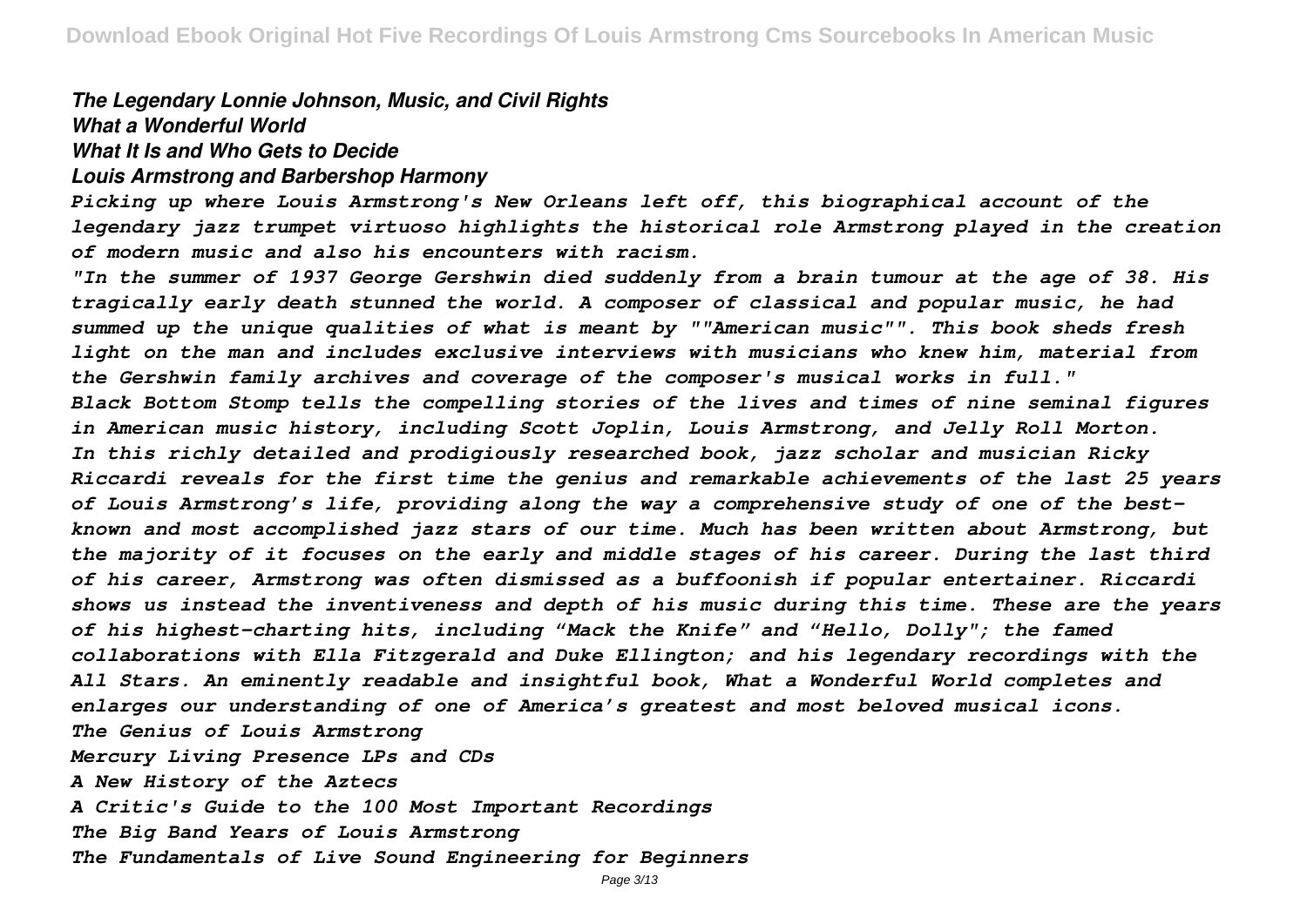***The Legendary Lonnie Johnson, Music, and Civil Rights***
***What a Wonderful World***
***What It Is and Who Gets to Decide***
***Louis Armstrong and Barbershop Harmony***

***Picking up where Louis Armstrong's New Orleans left off, this biographical account of the legendary jazz trumpet virtuoso highlights the historical role Armstrong played in the creation of modern music and also his encounters with racism.***

***"In the summer of 1937 George Gershwin died suddenly from a brain tumour at the age of 38. His tragically early death stunned the world. A composer of classical and popular music, he had summed up the unique qualities of what is meant by ""American music"". This book sheds fresh light on the man and includes exclusive interviews with musicians who knew him, material from the Gershwin family archives and coverage of the composer's musical works in full."***

***Black Bottom Stomp tells the compelling stories of the lives and times of nine seminal figures in American music history, including Scott Joplin, Louis Armstrong, and Jelly Roll Morton.***

***In this richly detailed and prodigiously researched book, jazz scholar and musician Ricky Riccardi reveals for the first time the genius and remarkable achievements of the last 25 years of Louis Armstrong's life, providing along the way a comprehensive study of one of the best-known and most accomplished jazz stars of our time. Much has been written about Armstrong, but the majority of it focuses on the early and middle stages of his career. During the last third of his career, Armstrong was often dismissed as a buffoonish if popular entertainer. Riccardi shows us instead the inventiveness and depth of his music during this time. These are the years of his highest-charting hits, including "Mack the Knife" and "Hello, Dolly"; the famed collaborations with Ella Fitzgerald and Duke Ellington; and his legendary recordings with the All Stars. An eminently readable and insightful book, What a Wonderful World completes and enlarges our understanding of one of America's greatest and most beloved musical icons.***

***The Genius of Louis Armstrong***
***Mercury Living Presence LPs and CDs***
***A New History of the Aztecs***
***A Critic's Guide to the 100 Most Important Recordings***
***The Big Band Years of Louis Armstrong***
***The Fundamentals of Live Sound Engineering for Beginners***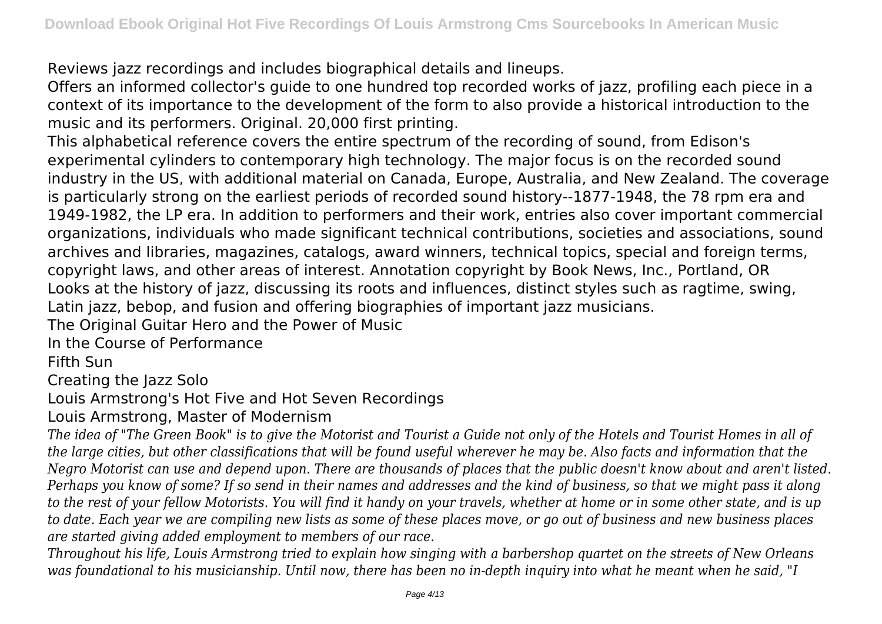Reviews jazz recordings and includes biographical details and lineups.

Offers an informed collector's guide to one hundred top recorded works of jazz, profiling each piece in a context of its importance to the development of the form to also provide a historical introduction to the music and its performers. Original. 20,000 first printing.

This alphabetical reference covers the entire spectrum of the recording of sound, from Edison's experimental cylinders to contemporary high technology. The major focus is on the recorded sound industry in the US, with additional material on Canada, Europe, Australia, and New Zealand. The coverage is particularly strong on the earliest periods of recorded sound history--1877-1948, the 78 rpm era and 1949-1982, the LP era. In addition to performers and their work, entries also cover important commercial organizations, individuals who made significant technical contributions, societies and associations, sound archives and libraries, magazines, catalogs, award winners, technical topics, special and foreign terms, copyright laws, and other areas of interest. Annotation copyright by Book News, Inc., Portland, OR

Looks at the history of jazz, discussing its roots and influences, distinct styles such as ragtime, swing, Latin jazz, bebop, and fusion and offering biographies of important jazz musicians.

The Original Guitar Hero and the Power of Music

In the Course of Performance

Fifth Sun

Creating the Jazz Solo

Louis Armstrong's Hot Five and Hot Seven Recordings

Louis Armstrong, Master of Modernism

*The idea of "The Green Book" is to give the Motorist and Tourist a Guide not only of the Hotels and Tourist Homes in all of the large cities, but other classifications that will be found useful wherever he may be. Also facts and information that the Negro Motorist can use and depend upon. There are thousands of places that the public doesn't know about and aren't listed. Perhaps you know of some? If so send in their names and addresses and the kind of business, so that we might pass it along to the rest of your fellow Motorists. You will find it handy on your travels, whether at home or in some other state, and is up to date. Each year we are compiling new lists as some of these places move, or go out of business and new business places are started giving added employment to members of our race.*

*Throughout his life, Louis Armstrong tried to explain how singing with a barbershop quartet on the streets of New Orleans was foundational to his musicianship. Until now, there has been no in-depth inquiry into what he meant when he said, "I*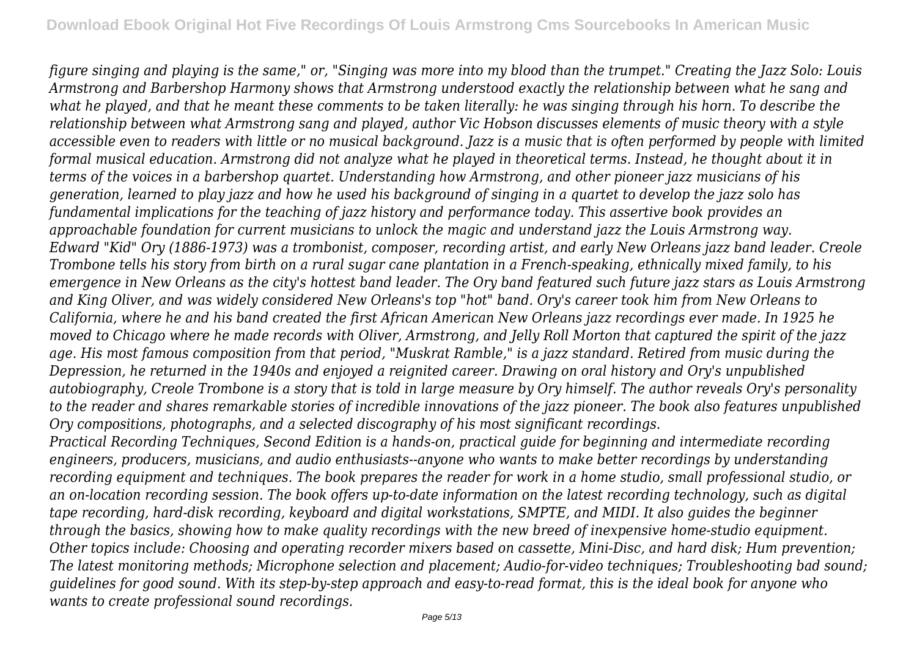*figure singing and playing is the same," or, "Singing was more into my blood than the trumpet." Creating the Jazz Solo: Louis Armstrong and Barbershop Harmony shows that Armstrong understood exactly the relationship between what he sang and what he played, and that he meant these comments to be taken literally: he was singing through his horn. To describe the relationship between what Armstrong sang and played, author Vic Hobson discusses elements of music theory with a style accessible even to readers with little or no musical background. Jazz is a music that is often performed by people with limited formal musical education. Armstrong did not analyze what he played in theoretical terms. Instead, he thought about it in terms of the voices in a barbershop quartet. Understanding how Armstrong, and other pioneer jazz musicians of his generation, learned to play jazz and how he used his background of singing in a quartet to develop the jazz solo has fundamental implications for the teaching of jazz history and performance today. This assertive book provides an approachable foundation for current musicians to unlock the magic and understand jazz the Louis Armstrong way.*

*Edward "Kid" Ory (1886-1973) was a trombonist, composer, recording artist, and early New Orleans jazz band leader. Creole Trombone tells his story from birth on a rural sugar cane plantation in a French-speaking, ethnically mixed family, to his emergence in New Orleans as the city's hottest band leader. The Ory band featured such future jazz stars as Louis Armstrong and King Oliver, and was widely considered New Orleans's top "hot" band. Ory's career took him from New Orleans to California, where he and his band created the first African American New Orleans jazz recordings ever made. In 1925 he moved to Chicago where he made records with Oliver, Armstrong, and Jelly Roll Morton that captured the spirit of the jazz age. His most famous composition from that period, "Muskrat Ramble," is a jazz standard. Retired from music during the Depression, he returned in the 1940s and enjoyed a reignited career. Drawing on oral history and Ory's unpublished autobiography, Creole Trombone is a story that is told in large measure by Ory himself. The author reveals Ory's personality to the reader and shares remarkable stories of incredible innovations of the jazz pioneer. The book also features unpublished Ory compositions, photographs, and a selected discography of his most significant recordings.*

*Practical Recording Techniques, Second Edition is a hands-on, practical guide for beginning and intermediate recording engineers, producers, musicians, and audio enthusiasts--anyone who wants to make better recordings by understanding recording equipment and techniques. The book prepares the reader for work in a home studio, small professional studio, or an on-location recording session. The book offers up-to-date information on the latest recording technology, such as digital tape recording, hard-disk recording, keyboard and digital workstations, SMPTE, and MIDI. It also guides the beginner through the basics, showing how to make quality recordings with the new breed of inexpensive home-studio equipment. Other topics include: Choosing and operating recorder mixers based on cassette, Mini-Disc, and hard disk; Hum prevention; The latest monitoring methods; Microphone selection and placement; Audio-for-video techniques; Troubleshooting bad sound; guidelines for good sound. With its step-by-step approach and easy-to-read format, this is the ideal book for anyone who wants to create professional sound recordings.*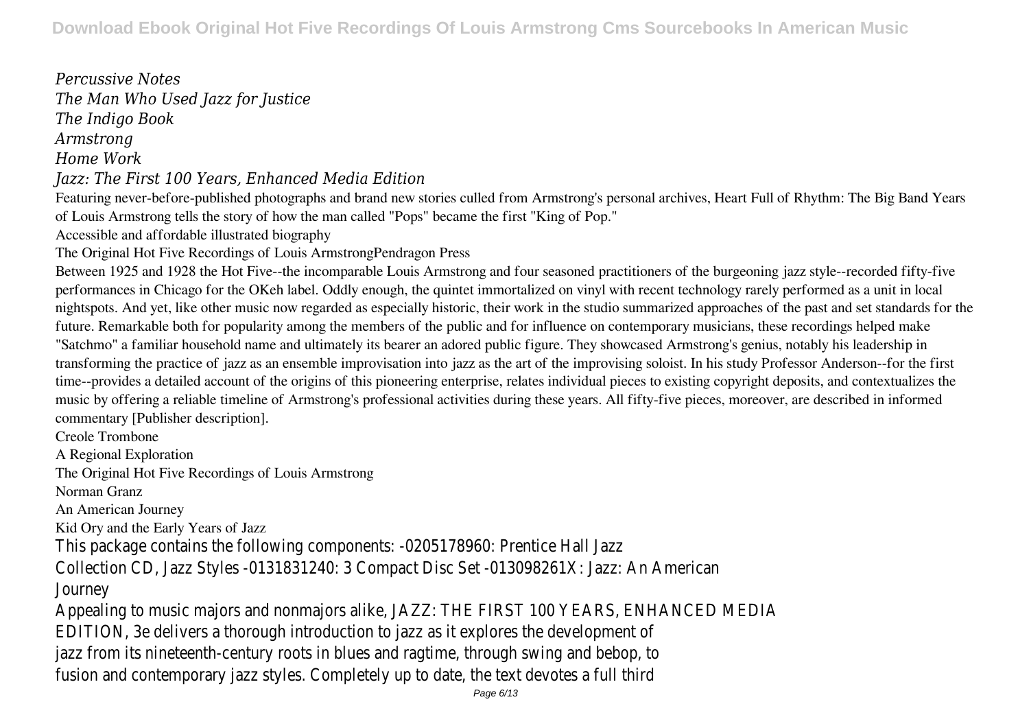*Percussive Notes*
*The Man Who Used Jazz for Justice*
*The Indigo Book*
*Armstrong*
*Home Work*
*Jazz: The First 100 Years, Enhanced Media Edition*

Featuring never-before-published photographs and brand new stories culled from Armstrong's personal archives, Heart Full of Rhythm: The Big Band Years of Louis Armstrong tells the story of how the man called "Pops" became the first "King of Pop."

Accessible and affordable illustrated biography

The Original Hot Five Recordings of Louis ArmstrongPendragon Press

Between 1925 and 1928 the Hot Five--the incomparable Louis Armstrong and four seasoned practitioners of the burgeoning jazz style--recorded fifty-five performances in Chicago for the OKeh label. Oddly enough, the quintet immortalized on vinyl with recent technology rarely performed as a unit in local nightspots. And yet, like other music now regarded as especially historic, their work in the studio summarized approaches of the past and set standards for the future. Remarkable both for popularity among the members of the public and for influence on contemporary musicians, these recordings helped make "Satchmo" a familiar household name and ultimately its bearer an adored public figure. They showcased Armstrong's genius, notably his leadership in transforming the practice of jazz as an ensemble improvisation into jazz as the art of the improvising soloist. In his study Professor Anderson--for the first time--provides a detailed account of the origins of this pioneering enterprise, relates individual pieces to existing copyright deposits, and contextualizes the music by offering a reliable timeline of Armstrong's professional activities during these years. All fifty-five pieces, moreover, are described in informed commentary [Publisher description].

Creole Trombone

A Regional Exploration

The Original Hot Five Recordings of Louis Armstrong

Norman Granz

An American Journey

Kid Ory and the Early Years of Jazz

This package contains the following components: -0205178960: Prentice Hall Jazz Collection CD, Jazz Styles -0131831240: 3 Compact Disc Set -013098261X: Jazz: An American Journey

Appealing to music majors and nonmajors alike, JAZZ: THE FIRST 100 YEARS, ENHANCED MEDIA EDITION, 3e delivers a thorough introduction to jazz as it explores the development of jazz from its nineteenth-century roots in blues and ragtime, through swing and bebop, to fusion and contemporary jazz styles. Completely up to date, the text devotes a full third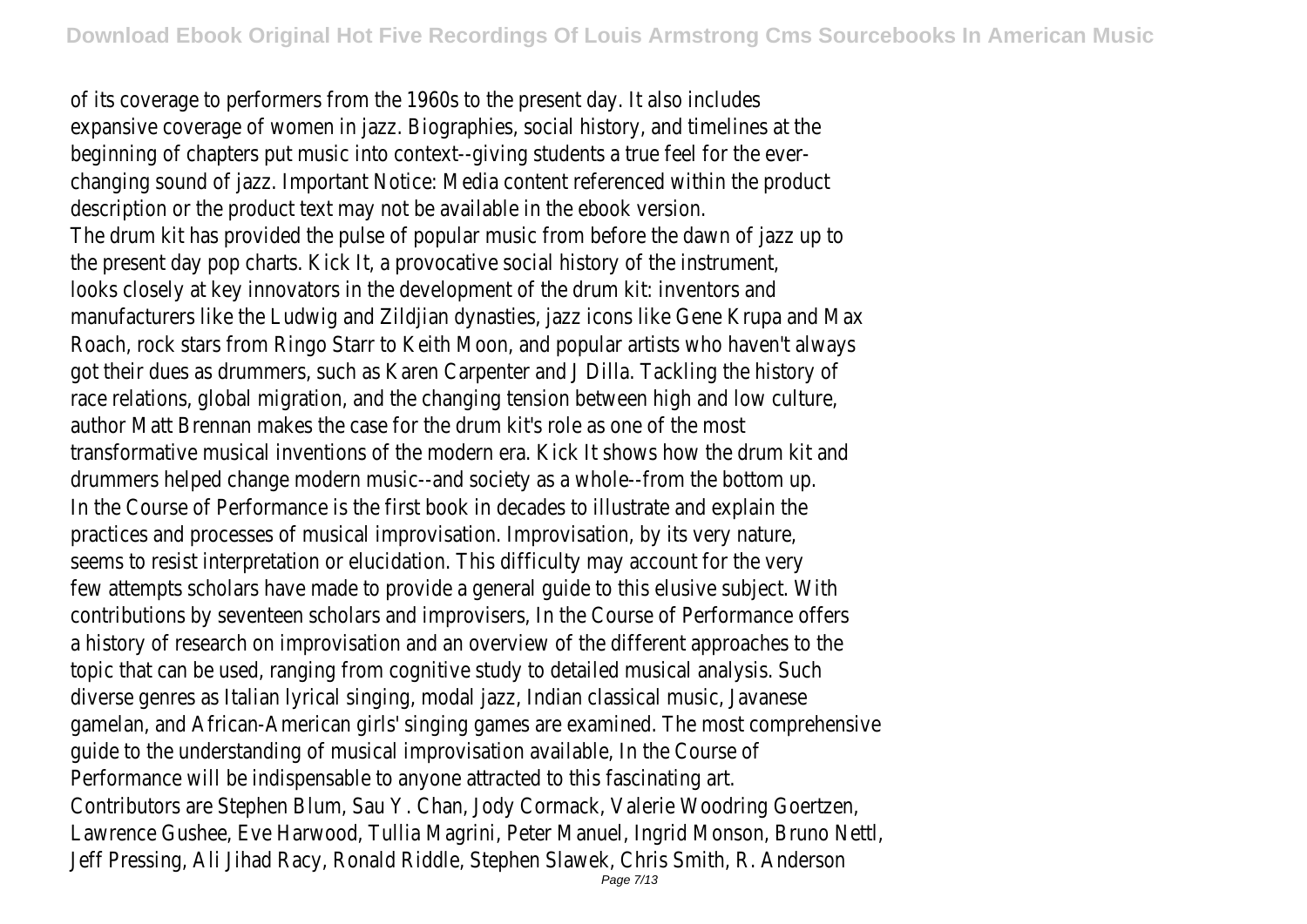of its coverage to performers from the 1960s to the present day. It also includes expansive coverage of women in jazz. Biographies, social history, and timelines at the beginning of chapters put music into context--giving students a true feel for the ever-changing sound of jazz. Important Notice: Media content referenced within the product description or the product text may not be available in the ebook version.

The drum kit has provided the pulse of popular music from before the dawn of jazz up to the present day pop charts. Kick It, a provocative social history of the instrument, looks closely at key innovators in the development of the drum kit: inventors and manufacturers like the Ludwig and Zildjian dynasties, jazz icons like Gene Krupa and Max Roach, rock stars from Ringo Starr to Keith Moon, and popular artists who haven't always got their dues as drummers, such as Karen Carpenter and J Dilla. Tackling the history of race relations, global migration, and the changing tension between high and low culture, author Matt Brennan makes the case for the drum kit's role as one of the most transformative musical inventions of the modern era. Kick It shows how the drum kit and drummers helped change modern music--and society as a whole--from the bottom up.

In the Course of Performance is the first book in decades to illustrate and explain the practices and processes of musical improvisation. Improvisation, by its very nature, seems to resist interpretation or elucidation. This difficulty may account for the very few attempts scholars have made to provide a general guide to this elusive subject. With contributions by seventeen scholars and improvisers, In the Course of Performance offers a history of research on improvisation and an overview of the different approaches to the topic that can be used, ranging from cognitive study to detailed musical analysis. Such diverse genres as Italian lyrical singing, modal jazz, Indian classical music, Javanese gamelan, and African-American girls' singing games are examined. The most comprehensive guide to the understanding of musical improvisation available, In the Course of Performance will be indispensable to anyone attracted to this fascinating art. Contributors are Stephen Blum, Sau Y. Chan, Jody Cormack, Valerie Woodring Goertzen, Lawrence Gushee, Eve Harwood, Tullia Magrini, Peter Manuel, Ingrid Monson, Bruno Nettl, Jeff Pressing, Ali Jihad Racy, Ronald Riddle, Stephen Slawek, Chris Smith, R. Anderson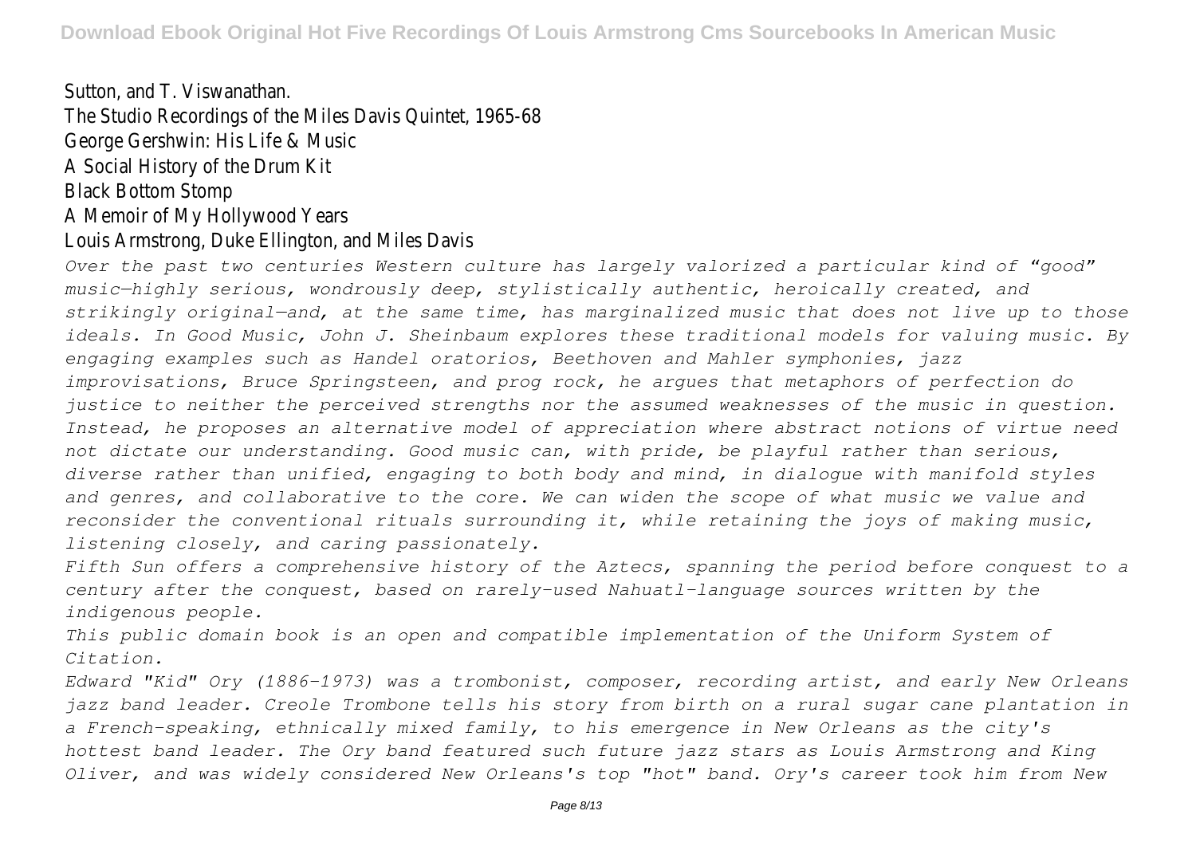Sutton, and T. Viswanathan.
The Studio Recordings of the Miles Davis Quintet, 1965-68
George Gershwin: His Life & Music
A Social History of the Drum Kit
Black Bottom Stomp
A Memoir of My Hollywood Years
Louis Armstrong, Duke Ellington, and Miles Davis

*Over the past two centuries Western culture has largely valorized a particular kind of "good" music—highly serious, wondrously deep, stylistically authentic, heroically created, and strikingly original—and, at the same time, has marginalized music that does not live up to those ideals. In Good Music, John J. Sheinbaum explores these traditional models for valuing music. By engaging examples such as Handel oratorios, Beethoven and Mahler symphonies, jazz improvisations, Bruce Springsteen, and prog rock, he argues that metaphors of perfection do justice to neither the perceived strengths nor the assumed weaknesses of the music in question. Instead, he proposes an alternative model of appreciation where abstract notions of virtue need not dictate our understanding. Good music can, with pride, be playful rather than serious, diverse rather than unified, engaging to both body and mind, in dialogue with manifold styles and genres, and collaborative to the core. We can widen the scope of what music we value and reconsider the conventional rituals surrounding it, while retaining the joys of making music, listening closely, and caring passionately.*

*Fifth Sun offers a comprehensive history of the Aztecs, spanning the period before conquest to a century after the conquest, based on rarely-used Nahuatl-language sources written by the indigenous people.*

*This public domain book is an open and compatible implementation of the Uniform System of Citation.*

*Edward "Kid" Ory (1886-1973) was a trombonist, composer, recording artist, and early New Orleans jazz band leader. Creole Trombone tells his story from birth on a rural sugar cane plantation in a French-speaking, ethnically mixed family, to his emergence in New Orleans as the city's hottest band leader. The Ory band featured such future jazz stars as Louis Armstrong and King Oliver, and was widely considered New Orleans's top "hot" band. Ory's career took him from New*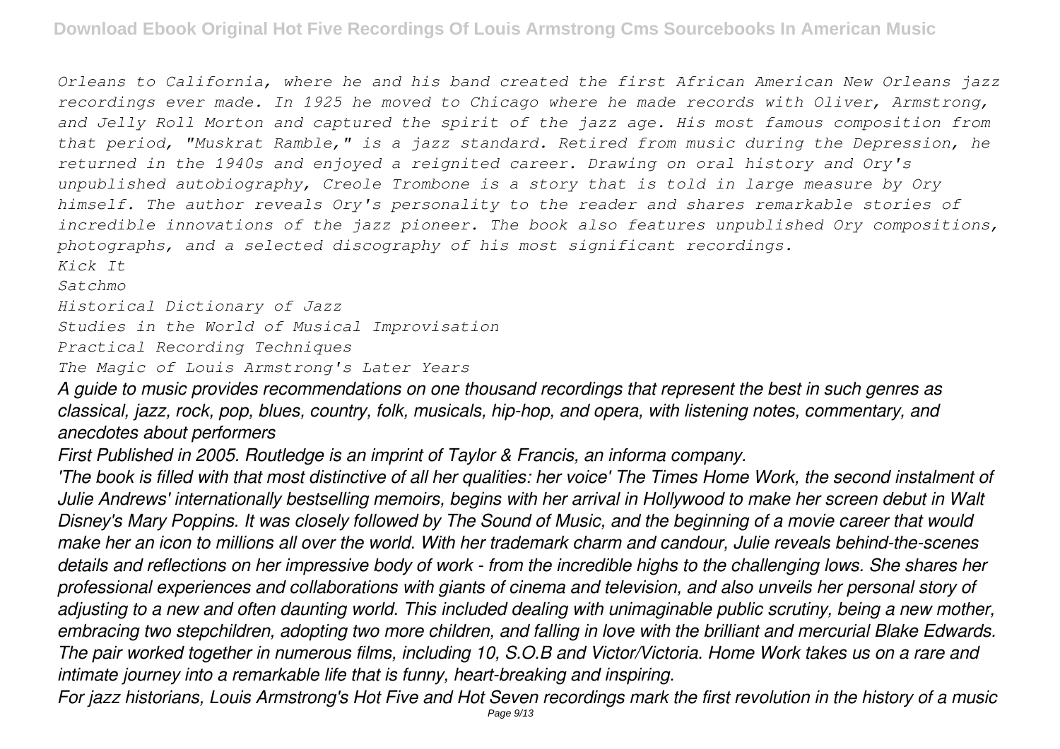*Orleans to California, where he and his band created the first African American New Orleans jazz recordings ever made. In 1925 he moved to Chicago where he made records with Oliver, Armstrong, and Jelly Roll Morton and captured the spirit of the jazz age. His most famous composition from that period, "Muskrat Ramble," is a jazz standard. Retired from music during the Depression, he returned in the 1940s and enjoyed a reignited career. Drawing on oral history and Ory's unpublished autobiography, Creole Trombone is a story that is told in large measure by Ory himself. The author reveals Ory's personality to the reader and shares remarkable stories of incredible innovations of the jazz pioneer. The book also features unpublished Ory compositions, photographs, and a selected discography of his most significant recordings.*

*Kick It*

*Satchmo*

*Historical Dictionary of Jazz*

*Studies in the World of Musical Improvisation*

*Practical Recording Techniques*

*The Magic of Louis Armstrong's Later Years*

*A guide to music provides recommendations on one thousand recordings that represent the best in such genres as classical, jazz, rock, pop, blues, country, folk, musicals, hip-hop, and opera, with listening notes, commentary, and anecdotes about performers*

*First Published in 2005. Routledge is an imprint of Taylor & Francis, an informa company.*

*'The book is filled with that most distinctive of all her qualities: her voice' The Times Home Work, the second instalment of Julie Andrews' internationally bestselling memoirs, begins with her arrival in Hollywood to make her screen debut in Walt Disney's Mary Poppins. It was closely followed by The Sound of Music, and the beginning of a movie career that would make her an icon to millions all over the world. With her trademark charm and candour, Julie reveals behind-the-scenes details and reflections on her impressive body of work - from the incredible highs to the challenging lows. She shares her professional experiences and collaborations with giants of cinema and television, and also unveils her personal story of adjusting to a new and often daunting world. This included dealing with unimaginable public scrutiny, being a new mother, embracing two stepchildren, adopting two more children, and falling in love with the brilliant and mercurial Blake Edwards. The pair worked together in numerous films, including 10, S.O.B and Victor/Victoria. Home Work takes us on a rare and intimate journey into a remarkable life that is funny, heart-breaking and inspiring.*

*For jazz historians, Louis Armstrong's Hot Five and Hot Seven recordings mark the first revolution in the history of a music*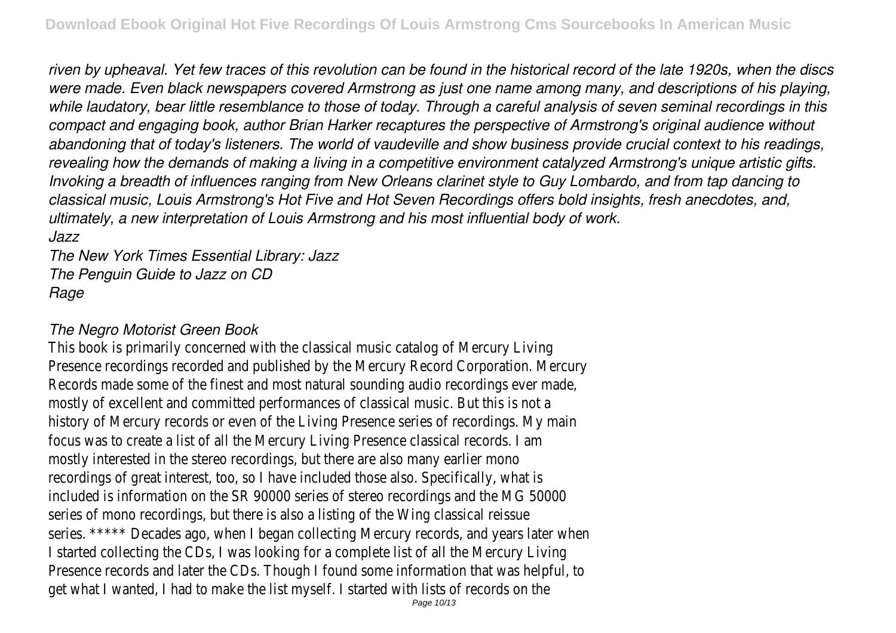*riven by upheaval. Yet few traces of this revolution can be found in the historical record of the late 1920s, when the discs were made. Even black newspapers covered Armstrong as just one name among many, and descriptions of his playing, while laudatory, bear little resemblance to those of today. Through a careful analysis of seven seminal recordings in this compact and engaging book, author Brian Harker recaptures the perspective of Armstrong's original audience without abandoning that of today's listeners. The world of vaudeville and show business provide crucial context to his readings, revealing how the demands of making a living in a competitive environment catalyzed Armstrong's unique artistic gifts. Invoking a breadth of influences ranging from New Orleans clarinet style to Guy Lombardo, and from tap dancing to classical music, Louis Armstrong's Hot Five and Hot Seven Recordings offers bold insights, fresh anecdotes, and, ultimately, a new interpretation of Louis Armstrong and his most influential body of work.*

*Jazz*

*The New York Times Essential Library: Jazz*

*The Penguin Guide to Jazz on CD*

*Rage*

*The Negro Motorist Green Book*

This book is primarily concerned with the classical music catalog of Mercury Living Presence recordings recorded and published by the Mercury Record Corporation. Mercury Records made some of the finest and most natural sounding audio recordings ever made, mostly of excellent and committed performances of classical music. But this is not a history of Mercury records or even of the Living Presence series of recordings. My main focus was to create a list of all the Mercury Living Presence classical records. I am mostly interested in the stereo recordings, but there are also many earlier mono recordings of great interest, too, so I have included those also. Specifically, what is included is information on the SR 90000 series of stereo recordings and the MG 50000 series of mono recordings, but there is also a listing of the Wing classical reissue series. ***** Decades ago, when I began collecting Mercury records, and years later when I started collecting the CDs, I was looking for a complete list of all the Mercury Living Presence records and later the CDs. Though I found some information that was helpful, to get what I wanted, I had to make the list myself. I started with lists of records on the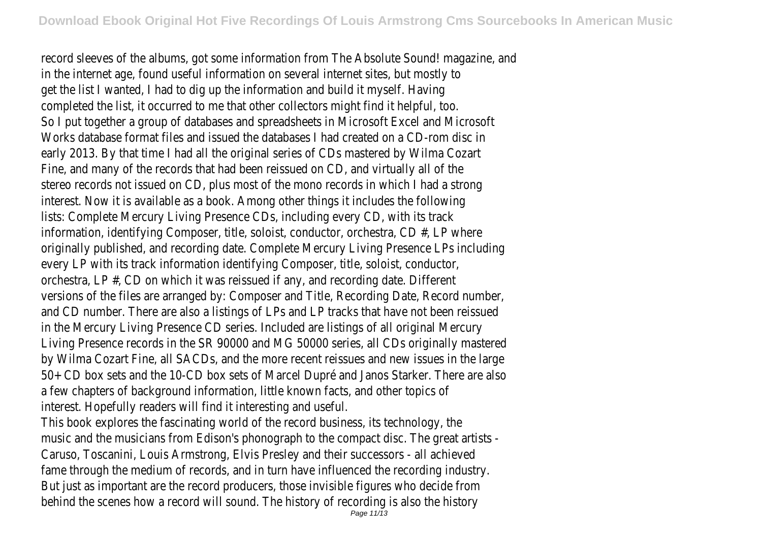record sleeves of the albums, got some information from The Absolute Sound! magazine, and in the internet age, found useful information on several internet sites, but mostly to get the list I wanted, I had to dig up the information and build it myself. Having completed the list, it occurred to me that other collectors might find it helpful, too. So I put together a group of databases and spreadsheets in Microsoft Excel and Microsoft Works database format files and issued the databases I had created on a CD-rom disc in early 2013. By that time I had all the original series of CDs mastered by Wilma Cozart Fine, and many of the records that had been reissued on CD, and virtually all of the stereo records not issued on CD, plus most of the mono records in which I had a strong interest. Now it is available as a book. Among other things it includes the following lists: Complete Mercury Living Presence CDs, including every CD, with its track information, identifying Composer, title, soloist, conductor, orchestra, CD #, LP where originally published, and recording date. Complete Mercury Living Presence LPs including every LP with its track information identifying Composer, title, soloist, conductor, orchestra, LP #, CD on which it was reissued if any, and recording date. Different versions of the files are arranged by: Composer and Title, Recording Date, Record number, and CD number. There are also a listings of LPs and LP tracks that have not been reissued in the Mercury Living Presence CD series. Included are listings of all original Mercury Living Presence records in the SR 90000 and MG 50000 series, all CDs originally mastered by Wilma Cozart Fine, all SACDs, and the more recent reissues and new issues in the large 50+ CD box sets and the 10-CD box sets of Marcel Dupré and Janos Starker. There are also a few chapters of background information, little known facts, and other topics of interest. Hopefully readers will find it interesting and useful.

This book explores the fascinating world of the record business, its technology, the music and the musicians from Edison's phonograph to the compact disc. The great artists - Caruso, Toscanini, Louis Armstrong, Elvis Presley and their successors - all achieved fame through the medium of records, and in turn have influenced the recording industry. But just as important are the record producers, those invisible figures who decide from behind the scenes how a record will sound. The history of recording is also the history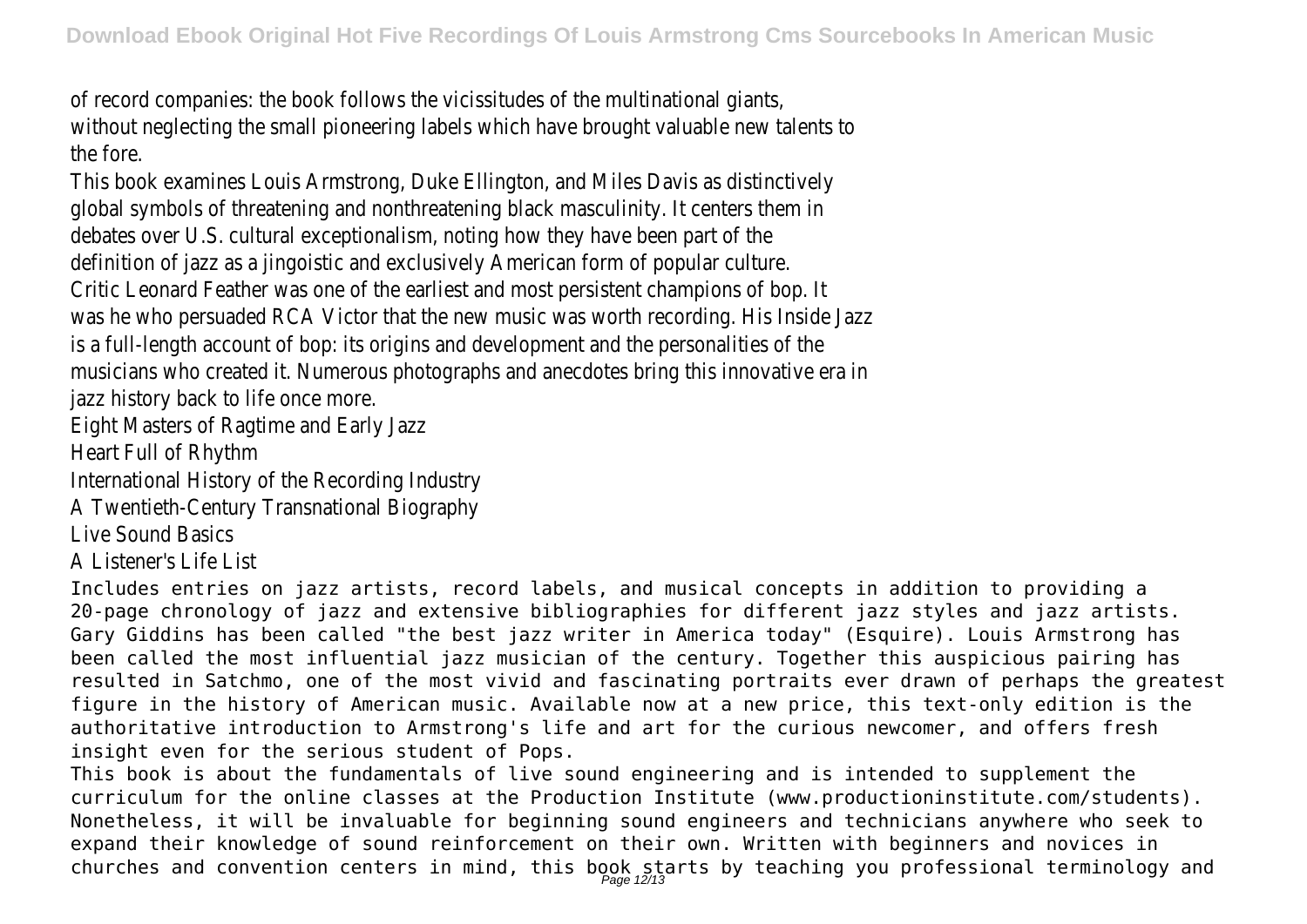of record companies: the book follows the vicissitudes of the multinational giants, without neglecting the small pioneering labels which have brought valuable new talents to the fore.

This book examines Louis Armstrong, Duke Ellington, and Miles Davis as distinctively global symbols of threatening and nonthreatening black masculinity. It centers them in debates over U.S. cultural exceptionalism, noting how they have been part of the definition of jazz as a jingoistic and exclusively American form of popular culture.

Critic Leonard Feather was one of the earliest and most persistent champions of bop. It was he who persuaded RCA Victor that the new music was worth recording. His Inside Jazz is a full-length account of bop: its origins and development and the personalities of the musicians who created it. Numerous photographs and anecdotes bring this innovative era in jazz history back to life once more.

Eight Masters of Ragtime and Early Jazz

Heart Full of Rhythm

International History of the Recording Industry

A Twentieth-Century Transnational Biography

Live Sound Basics

A Listener's Life List

Includes entries on jazz artists, record labels, and musical concepts in addition to providing a 20-page chronology of jazz and extensive bibliographies for different jazz styles and jazz artists.

Gary Giddins has been called "the best jazz writer in America today" (Esquire). Louis Armstrong has been called the most influential jazz musician of the century. Together this auspicious pairing has resulted in Satchmo, one of the most vivid and fascinating portraits ever drawn of perhaps the greatest figure in the history of American music. Available now at a new price, this text-only edition is the authoritative introduction to Armstrong's life and art for the curious newcomer, and offers fresh insight even for the serious student of Pops.

This book is about the fundamentals of live sound engineering and is intended to supplement the curriculum for the online classes at the Production Institute (www.productioninstitute.com/students). Nonetheless, it will be invaluable for beginning sound engineers and technicians anywhere who seek to expand their knowledge of sound reinforcement on their own. Written with beginners and novices in churches and convention centers in mind, this book starts by teaching you professional terminology and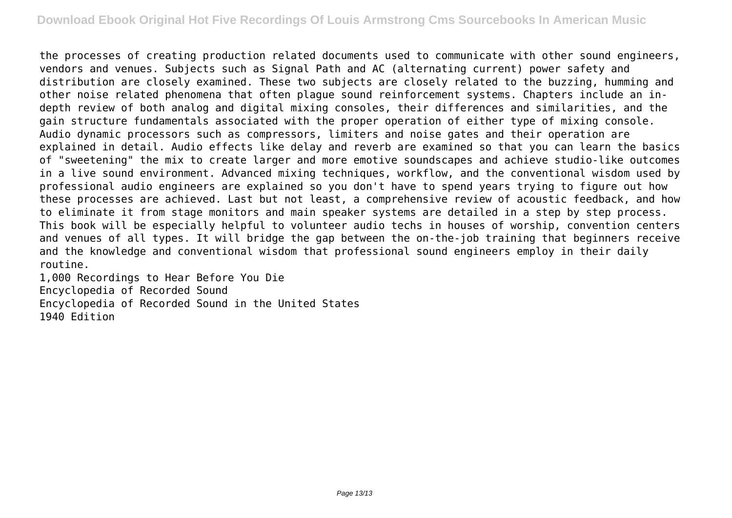the processes of creating production related documents used to communicate with other sound engineers, vendors and venues. Subjects such as Signal Path and AC (alternating current) power safety and distribution are closely examined. These two subjects are closely related to the buzzing, humming and other noise related phenomena that often plague sound reinforcement systems. Chapters include an in-depth review of both analog and digital mixing consoles, their differences and similarities, and the gain structure fundamentals associated with the proper operation of either type of mixing console. Audio dynamic processors such as compressors, limiters and noise gates and their operation are explained in detail. Audio effects like delay and reverb are examined so that you can learn the basics of "sweetening" the mix to create larger and more emotive soundscapes and achieve studio-like outcomes in a live sound environment. Advanced mixing techniques, workflow, and the conventional wisdom used by professional audio engineers are explained so you don't have to spend years trying to figure out how these processes are achieved. Last but not least, a comprehensive review of acoustic feedback, and how to eliminate it from stage monitors and main speaker systems are detailed in a step by step process. This book will be especially helpful to volunteer audio techs in houses of worship, convention centers and venues of all types. It will bridge the gap between the on-the-job training that beginners receive and the knowledge and conventional wisdom that professional sound engineers employ in their daily routine.

1,000 Recordings to Hear Before You Die
Encyclopedia of Recorded Sound
Encyclopedia of Recorded Sound in the United States
1940 Edition